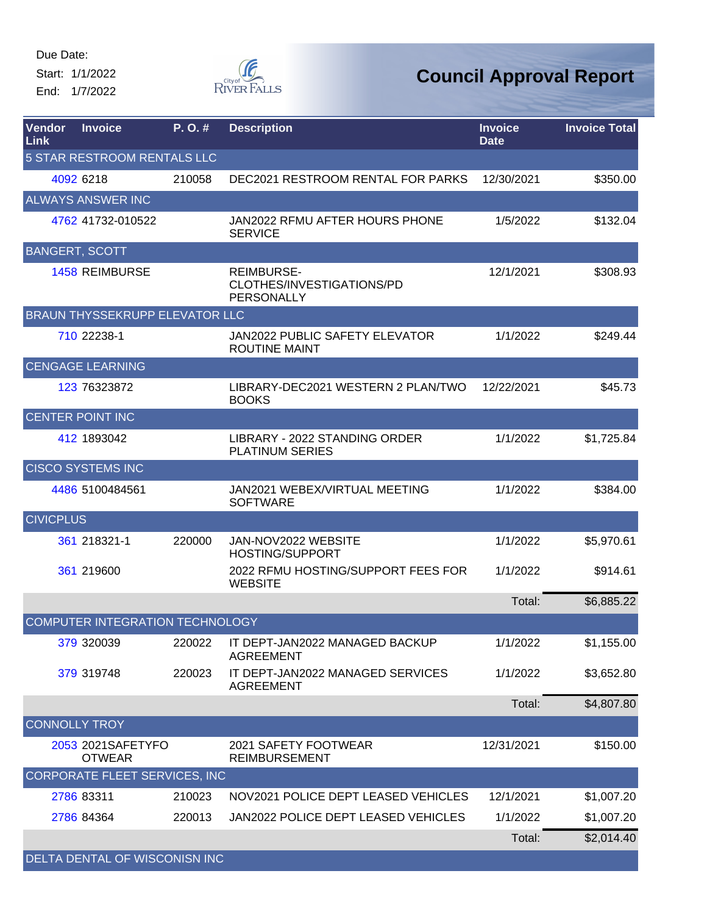Due Date:
Start: 1/1/2022
End: 1/7/2022

City of River Falls

# Council Approval Report

| Vendor Link | Invoice | P. O. # | Description | Invoice Date | Invoice Total |
|---|---|---|---|---|---|
| **5 STAR RESTROOM RENTALS LLC** | | | | | |
| 4092 | 6218 | 210058 | DEC2021 RESTROOM RENTAL FOR PARKS | 12/30/2021 | $350.00 |
| **ALWAYS ANSWER INC** | | | | | |
| 4762 | 41732-010522 | | JAN2022 RFMU AFTER HOURS PHONE SERVICE | 1/5/2022 | $132.04 |
| **BANGERT, SCOTT** | | | | | |
| 1458 | REIMBURSE | | REIMBURSE-CLOTHES/INVESTIGATIONS/PD PERSONALLY | 12/1/2021 | $308.93 |
| **BRAUN THYSSEKRUPP ELEVATOR LLC** | | | | | |
| 710 | 22238-1 | | JAN2022 PUBLIC SAFETY ELEVATOR ROUTINE MAINT | 1/1/2022 | $249.44 |
| **CENGAGE LEARNING** | | | | | |
| 123 | 76323872 | | LIBRARY-DEC2021 WESTERN 2 PLAN/TWO BOOKS | 12/22/2021 | $45.73 |
| **CENTER POINT INC** | | | | | |
| 412 | 1893042 | | LIBRARY - 2022 STANDING ORDER PLATINUM SERIES | 1/1/2022 | $1,725.84 |
| **CISCO SYSTEMS INC** | | | | | |
| 4486 | 5100484561 | | JAN2021 WEBEX/VIRTUAL MEETING SOFTWARE | 1/1/2022 | $384.00 |
| **CIVICPLUS** | | | | | |
| 361 | 218321-1 | 220000 | JAN-NOV2022 WEBSITE HOSTING/SUPPORT | 1/1/2022 | $5,970.61 |
| 361 | 219600 | | 2022 RFMU HOSTING/SUPPORT FEES FOR WEBSITE | 1/1/2022 | $914.61 |
| | | | | Total: | $6,885.22 |
| **COMPUTER INTEGRATION TECHNOLOGY** | | | | | |
| 379 | 320039 | 220022 | IT DEPT-JAN2022 MANAGED BACKUP AGREEMENT | 1/1/2022 | $1,155.00 |
| 379 | 319748 | 220023 | IT DEPT-JAN2022 MANAGED SERVICES AGREEMENT | 1/1/2022 | $3,652.80 |
| | | | | Total: | $4,807.80 |
| **CONNOLLY TROY** | | | | | |
| 2053 | 2021SAFETYFOOTWEAR | | 2021 SAFETY FOOTWEAR REIMBURSEMENT | 12/31/2021 | $150.00 |
| **CORPORATE FLEET SERVICES, INC** | | | | | |
| 2786 | 83311 | 210023 | NOV2021 POLICE DEPT LEASED VEHICLES | 12/1/2021 | $1,007.20 |
| 2786 | 84364 | 220013 | JAN2022 POLICE DEPT LEASED VEHICLES | 1/1/2022 | $1,007.20 |
| | | | | Total: | $2,014.40 |
| **DELTA DENTAL OF WISCONISN INC** | | | | | |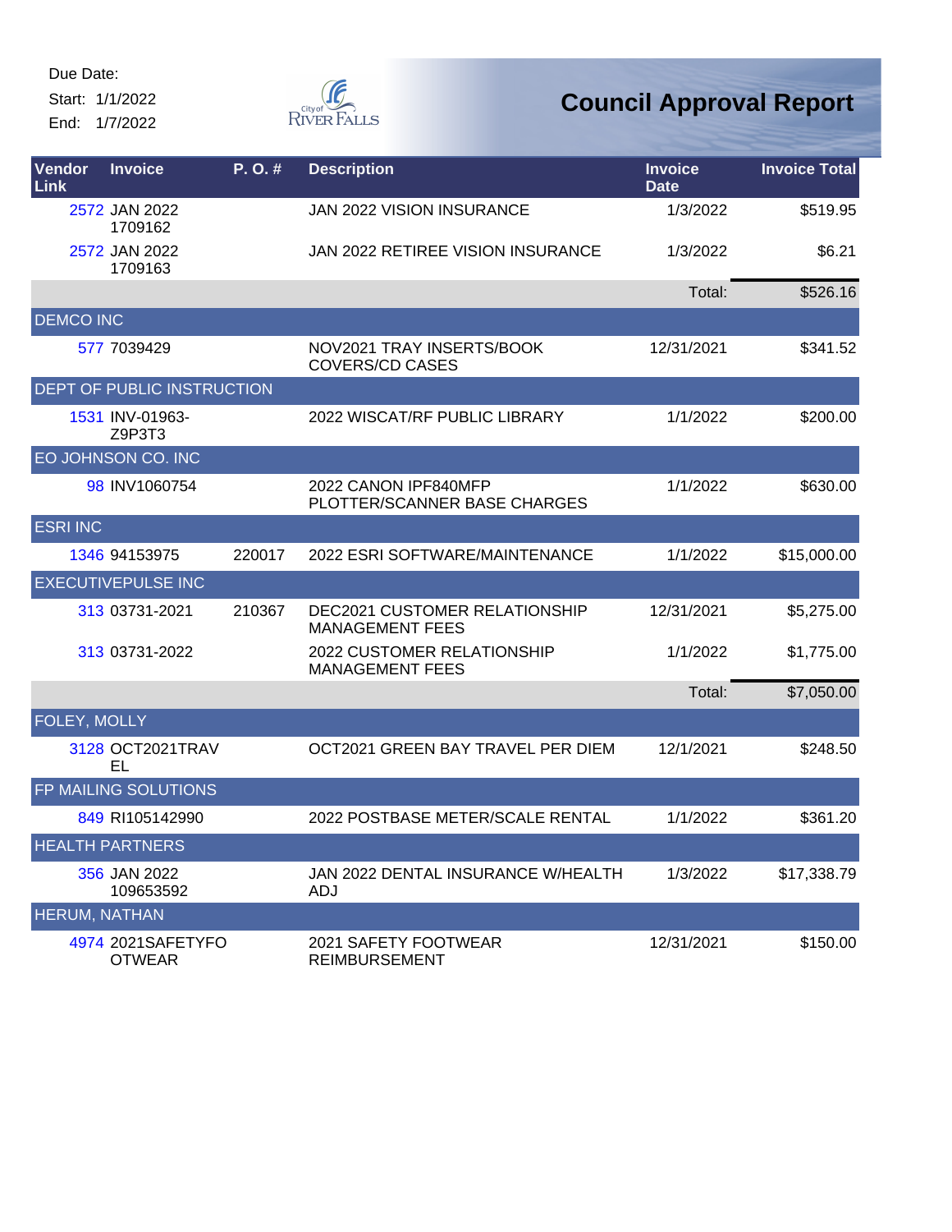Due Date:

Start: 1/1/2022

End: 1/7/2022

# Council Approval Report

| Vendor Link | Invoice | P. O. # | Description | Invoice Date | Invoice Total |
|---|---|---|---|---|---|
| 2572 | JAN 2022 1709162 | | JAN 2022 VISION INSURANCE | 1/3/2022 | $519.95 |
| 2572 | JAN 2022 1709163 | | JAN 2022 RETIREE VISION INSURANCE | 1/3/2022 | $6.21 |
| | | | | Total: | $526.16 |
| DEMCO INC | | | | | |
| 577 | 7039429 | | NOV2021 TRAY INSERTS/BOOK COVERS/CD CASES | 12/31/2021 | $341.52 |
| DEPT OF PUBLIC INSTRUCTION | | | | | |
| 1531 | INV-01963-Z9P3T3 | | 2022 WISCAT/RF PUBLIC LIBRARY | 1/1/2022 | $200.00 |
| EO JOHNSON CO. INC | | | | | |
| 98 | INV1060754 | | 2022 CANON IPF840MFP PLOTTER/SCANNER BASE CHARGES | 1/1/2022 | $630.00 |
| ESRI INC | | | | | |
| 1346 | 94153975 | 220017 | 2022 ESRI SOFTWARE/MAINTENANCE | 1/1/2022 | $15,000.00 |
| EXECUTIVEPULSE INC | | | | | |
| 313 | 03731-2021 | 210367 | DEC2021 CUSTOMER RELATIONSHIP MANAGEMENT FEES | 12/31/2021 | $5,275.00 |
| 313 | 03731-2022 | | 2022 CUSTOMER RELATIONSHIP MANAGEMENT FEES | 1/1/2022 | $1,775.00 |
| | | | | Total: | $7,050.00 |
| FOLEY, MOLLY | | | | | |
| 3128 | OCT2021TRAVEL | | OCT2021 GREEN BAY TRAVEL PER DIEM | 12/1/2021 | $248.50 |
| FP MAILING SOLUTIONS | | | | | |
| 849 | RI105142990 | | 2022 POSTBASE METER/SCALE RENTAL | 1/1/2022 | $361.20 |
| HEALTH PARTNERS | | | | | |
| 356 | JAN 2022 109653592 | | JAN 2022 DENTAL INSURANCE W/HEALTH ADJ | 1/3/2022 | $17,338.79 |
| HERUM, NATHAN | | | | | |
| 4974 | 2021SAFETYFOOTWEAR | | 2021 SAFETY FOOTWEAR REIMBURSEMENT | 12/31/2021 | $150.00 |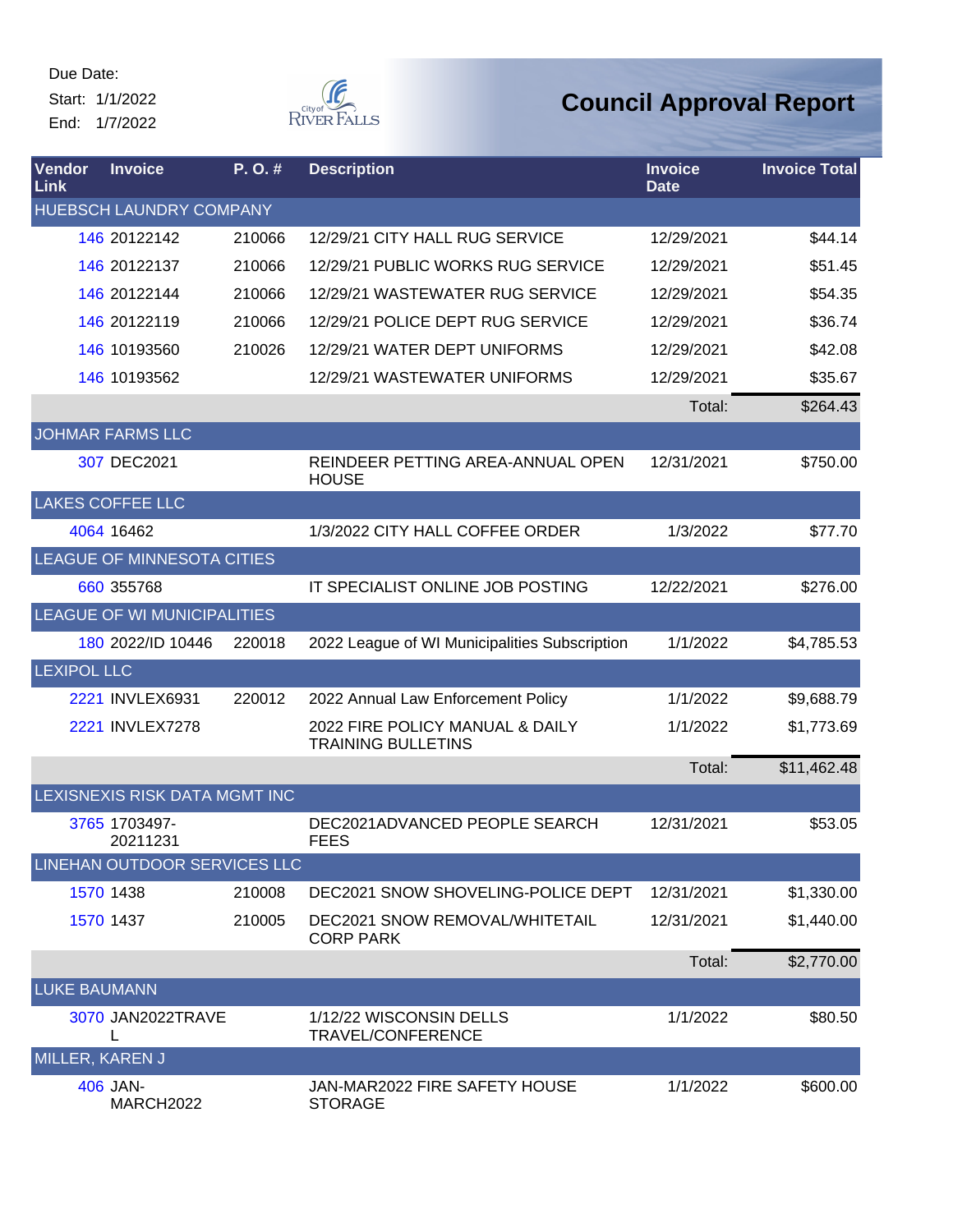Due Date:
Start: 1/1/2022
End: 1/7/2022

# Council Approval Report

| Vendor Link | Invoice | P. O. # | Description | Invoice Date | Invoice Total |
|---|---|---|---|---|---|
| HUEBSCH LAUNDRY COMPANY | | | | | |
| 146 | 20122142 | 210066 | 12/29/21 CITY HALL RUG SERVICE | 12/29/2021 | $44.14 |
| 146 | 20122137 | 210066 | 12/29/21 PUBLIC WORKS RUG SERVICE | 12/29/2021 | $51.45 |
| 146 | 20122144 | 210066 | 12/29/21 WASTEWATER RUG SERVICE | 12/29/2021 | $54.35 |
| 146 | 20122119 | 210066 | 12/29/21 POLICE DEPT RUG SERVICE | 12/29/2021 | $36.74 |
| 146 | 10193560 | 210026 | 12/29/21 WATER DEPT UNIFORMS | 12/29/2021 | $42.08 |
| 146 | 10193562 | | 12/29/21 WASTEWATER UNIFORMS | 12/29/2021 | $35.67 |
| | | | | Total: | $264.43 |
| JOHMAR FARMS LLC | | | | | |
| 307 | DEC2021 | | REINDEER PETTING AREA-ANNUAL OPEN HOUSE | 12/31/2021 | $750.00 |
| LAKES COFFEE LLC | | | | | |
| 4064 | 16462 | | 1/3/2022 CITY HALL COFFEE ORDER | 1/3/2022 | $77.70 |
| LEAGUE OF MINNESOTA CITIES | | | | | |
| 660 | 355768 | | IT SPECIALIST ONLINE JOB POSTING | 12/22/2021 | $276.00 |
| LEAGUE OF WI MUNICIPALITIES | | | | | |
| 180 | 2022/ID 10446 | 220018 | 2022 League of WI Municipalities Subscription | 1/1/2022 | $4,785.53 |
| LEXIPOL LLC | | | | | |
| 2221 | INVLEX6931 | 220012 | 2022 Annual Law Enforcement Policy | 1/1/2022 | $9,688.79 |
| 2221 | INVLEX7278 | | 2022 FIRE POLICY MANUAL & DAILY TRAINING BULLETINS | 1/1/2022 | $1,773.69 |
| | | | | Total: | $11,462.48 |
| LEXISNEXIS RISK DATA MGMT INC | | | | | |
| 3765 | 1703497-20211231 | | DEC2021ADVANCED PEOPLE SEARCH FEES | 12/31/2021 | $53.05 |
| LINEHAN OUTDOOR SERVICES LLC | | | | | |
| 1570 | 1438 | 210008 | DEC2021 SNOW SHOVELING-POLICE DEPT | 12/31/2021 | $1,330.00 |
| 1570 | 1437 | 210005 | DEC2021 SNOW REMOVAL/WHITETAIL CORP PARK | 12/31/2021 | $1,440.00 |
| | | | | Total: | $2,770.00 |
| LUKE BAUMANN | | | | | |
| 3070 | JAN2022TRAVEL | | 1/12/22 WISCONSIN DELLS TRAVEL/CONFERENCE | 1/1/2022 | $80.50 |
| MILLER, KAREN J | | | | | |
| 406 | JAN-MARCH2022 | | JAN-MAR2022 FIRE SAFETY HOUSE STORAGE | 1/1/2022 | $600.00 |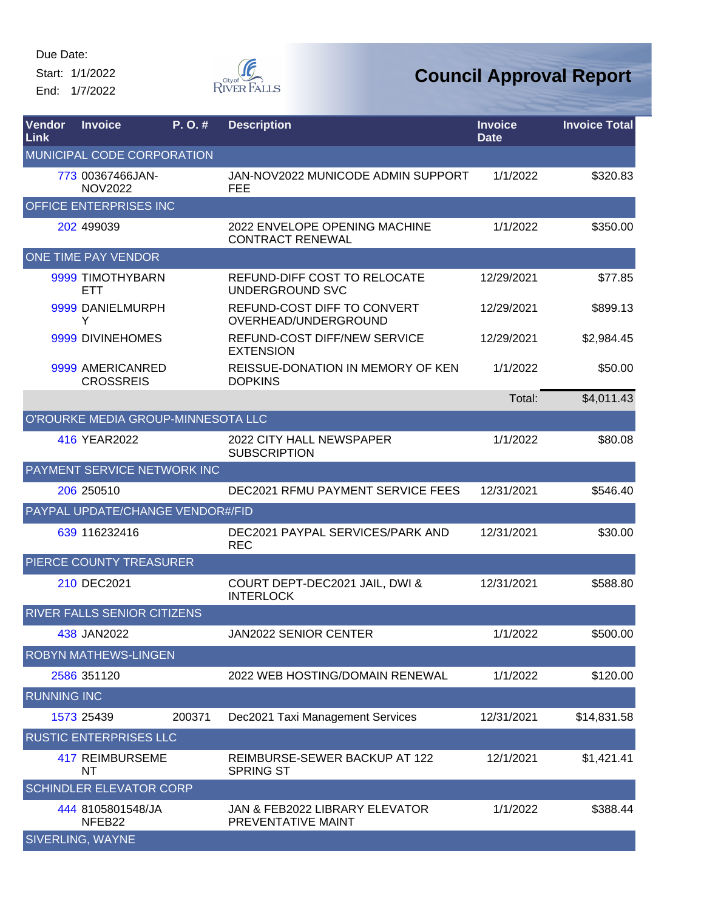Due Date:
Start: 1/1/2022
End: 1/7/2022

City of River Falls

# Council Approval Report

| Vendor Link | Invoice | P. O. # | Description | Invoice Date | Invoice Total |
|---|---|---|---|---|---|
| MUNICIPAL CODE CORPORATION | | | | | |
| 773 | 00367466JAN-NOV2022 | | JAN-NOV2022 MUNICODE ADMIN SUPPORT FEE | 1/1/2022 | $320.83 |
| OFFICE ENTERPRISES INC | | | | | |
| 202 | 499039 | | 2022 ENVELOPE OPENING MACHINE CONTRACT RENEWAL | 1/1/2022 | $350.00 |
| ONE TIME PAY VENDOR | | | | | |
| 9999 | TIMOTHYBARNETT | | REFUND-DIFF COST TO RELOCATE UNDERGROUND SVC | 12/29/2021 | $77.85 |
| 9999 | DANIELMURPHY | | REFUND-COST DIFF TO CONVERT OVERHEAD/UNDERGROUND | 12/29/2021 | $899.13 |
| 9999 | DIVINEHOMES | | REFUND-COST DIFF/NEW SERVICE EXTENSION | 12/29/2021 | $2,984.45 |
| 9999 | AMERICANREDCROSSREIS | | REISSUE-DONATION IN MEMORY OF KEN DOPKINS | 1/1/2022 | $50.00 |
| | | | | Total: | $4,011.43 |
| O'ROURKE MEDIA GROUP-MINNESOTA LLC | | | | | |
| 416 | YEAR2022 | | 2022 CITY HALL NEWSPAPER SUBSCRIPTION | 1/1/2022 | $80.08 |
| PAYMENT SERVICE NETWORK INC | | | | | |
| 206 | 250510 | | DEC2021 RFMU PAYMENT SERVICE FEES | 12/31/2021 | $546.40 |
| PAYPAL UPDATE/CHANGE VENDOR#/FID | | | | | |
| 639 | 116232416 | | DEC2021 PAYPAL SERVICES/PARK AND REC | 12/31/2021 | $30.00 |
| PIERCE COUNTY TREASURER | | | | | |
| 210 | DEC2021 | | COURT DEPT-DEC2021 JAIL, DWI & INTERLOCK | 12/31/2021 | $588.80 |
| RIVER FALLS SENIOR CITIZENS | | | | | |
| 438 | JAN2022 | | JAN2022 SENIOR CENTER | 1/1/2022 | $500.00 |
| ROBYN MATHEWS-LINGEN | | | | | |
| 2586 | 351120 | | 2022 WEB HOSTING/DOMAIN RENEWAL | 1/1/2022 | $120.00 |
| RUNNING INC | | | | | |
| 1573 | 25439 | 200371 | Dec2021 Taxi Management Services | 12/31/2021 | $14,831.58 |
| RUSTIC ENTERPRISES LLC | | | | | |
| 417 | REIMBURSEMENT | | REIMBURSE-SEWER BACKUP AT 122 SPRING ST | 12/1/2021 | $1,421.41 |
| SCHINDLER ELEVATOR CORP | | | | | |
| 444 | 8105801548/JANFEB22 | | JAN & FEB2022 LIBRARY ELEVATOR PREVENTATIVE MAINT | 1/1/2022 | $388.44 |
| SIVERLING, WAYNE | | | | | |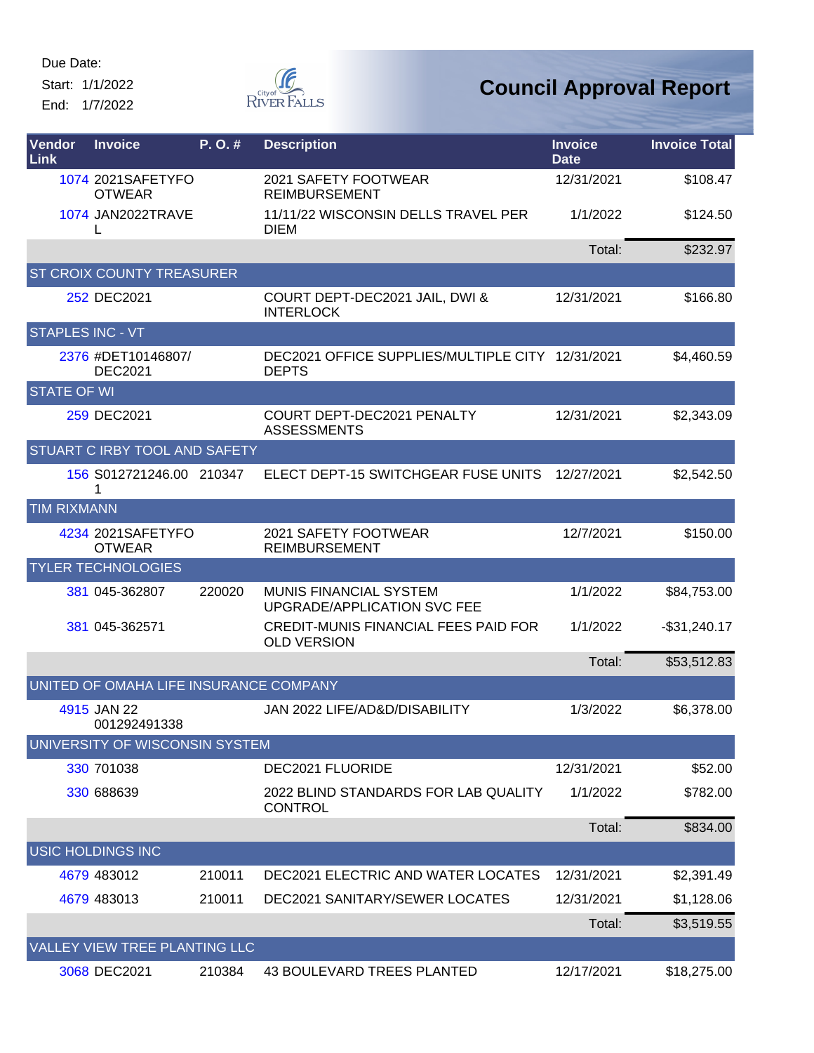Due Date:
Start: 1/1/2022
End: 1/7/2022

# Council Approval Report

| Vendor Link | Invoice | P. O. # | Description | Invoice Date | Invoice Total |
|---|---|---|---|---|---|
| 1074 | 2021SAFETYFOOTWEAR | | 2021 SAFETY FOOTWEAR REIMBURSEMENT | 12/31/2021 | $108.47 |
| 1074 | JAN2022TRAVEL | | 11/11/22 WISCONSIN DELLS TRAVEL PER DIEM | 1/1/2022 | $124.50 |
| | | | | Total: | $232.97 |
| ST CROIX COUNTY TREASURER | | | | | |
| 252 | DEC2021 | | COURT DEPT-DEC2021 JAIL, DWI & INTERLOCK | 12/31/2021 | $166.80 |
| STAPLES INC - VT | | | | | |
| 2376 | #DET10146807/ DEC2021 | | DEC2021 OFFICE SUPPLIES/MULTIPLE CITY DEPTS | 12/31/2021 | $4,460.59 |
| STATE OF WI | | | | | |
| 259 | DEC2021 | | COURT DEPT-DEC2021 PENALTY ASSESSMENTS | 12/31/2021 | $2,343.09 |
| STUART C IRBY TOOL AND SAFETY | | | | | |
| 156 | S012721246.001 | 210347 | ELECT DEPT-15 SWITCHGEAR FUSE UNITS | 12/27/2021 | $2,542.50 |
| TIM RIXMANN | | | | | |
| 4234 | 2021SAFETYFOOTWEAR | | 2021 SAFETY FOOTWEAR REIMBURSEMENT | 12/7/2021 | $150.00 |
| TYLER TECHNOLOGIES | | | | | |
| 381 | 045-362807 | 220020 | MUNIS FINANCIAL SYSTEM UPGRADE/APPLICATION SVC FEE | 1/1/2022 | $84,753.00 |
| 381 | 045-362571 | | CREDIT-MUNIS FINANCIAL FEES PAID FOR OLD VERSION | 1/1/2022 | -$31,240.17 |
| | | | | Total: | $53,512.83 |
| UNITED OF OMAHA LIFE INSURANCE COMPANY | | | | | |
| 4915 | JAN 22 001292491338 | | JAN 2022 LIFE/AD&D/DISABILITY | 1/3/2022 | $6,378.00 |
| UNIVERSITY OF WISCONSIN SYSTEM | | | | | |
| 330 | 701038 | | DEC2021 FLUORIDE | 12/31/2021 | $52.00 |
| 330 | 688639 | | 2022 BLIND STANDARDS FOR LAB QUALITY CONTROL | 1/1/2022 | $782.00 |
| | | | | Total: | $834.00 |
| USIC HOLDINGS INC | | | | | |
| 4679 | 483012 | 210011 | DEC2021 ELECTRIC AND WATER LOCATES | 12/31/2021 | $2,391.49 |
| 4679 | 483013 | 210011 | DEC2021 SANITARY/SEWER LOCATES | 12/31/2021 | $1,128.06 |
| | | | | Total: | $3,519.55 |
| VALLEY VIEW TREE PLANTING LLC | | | | | |
| 3068 | DEC2021 | 210384 | 43 BOULEVARD TREES PLANTED | 12/17/2021 | $18,275.00 |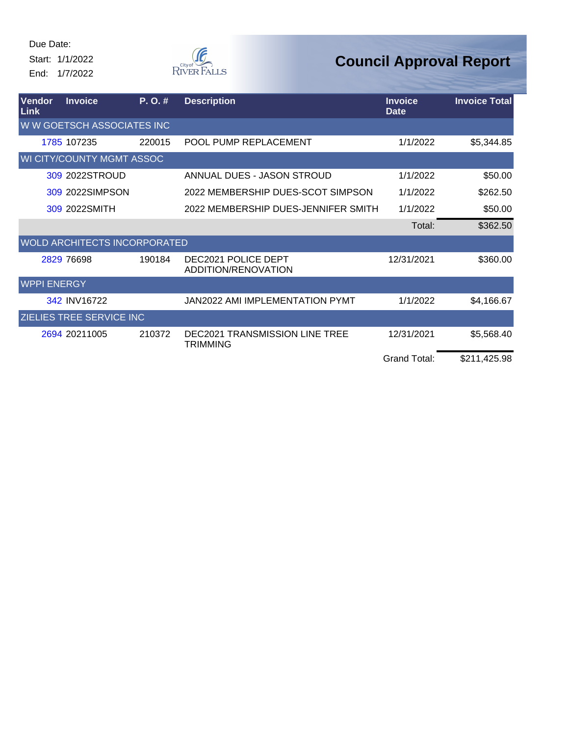Due Date:

Start: 1/1/2022

End: 1/7/2022

# Council Approval Report

| Vendor Link | Invoice | P. O. # | Description | Invoice Date | Invoice Total |
|---|---|---|---|---|---|
| W W GOETSCH ASSOCIATES INC | | | | | |
| 1785 | 107235 | 220015 | POOL PUMP REPLACEMENT | 1/1/2022 | $5,344.85 |
| WI CITY/COUNTY MGMT ASSOC | | | | | |
| 309 | 2022STROUD | | ANNUAL DUES - JASON STROUD | 1/1/2022 | $50.00 |
| 309 | 2022SIMPSON | | 2022 MEMBERSHIP DUES-SCOT SIMPSON | 1/1/2022 | $262.50 |
| 309 | 2022SMITH | | 2022 MEMBERSHIP DUES-JENNIFER SMITH | 1/1/2022 | $50.00 |
| | | | | Total: | $362.50 |
| WOLD ARCHITECTS INCORPORATED | | | | | |
| 2829 | 76698 | 190184 | DEC2021 POLICE DEPT ADDITION/RENOVATION | 12/31/2021 | $360.00 |
| WPPI ENERGY | | | | | |
| 342 | INV16722 | | JAN2022 AMI IMPLEMENTATION PYMT | 1/1/2022 | $4,166.67 |
| ZIELIES TREE SERVICE INC | | | | | |
| 2694 | 20211005 | 210372 | DEC2021 TRANSMISSION LINE TREE TRIMMING | 12/31/2021 | $5,568.40 |
| | | | | Grand Total: | $211,425.98 |